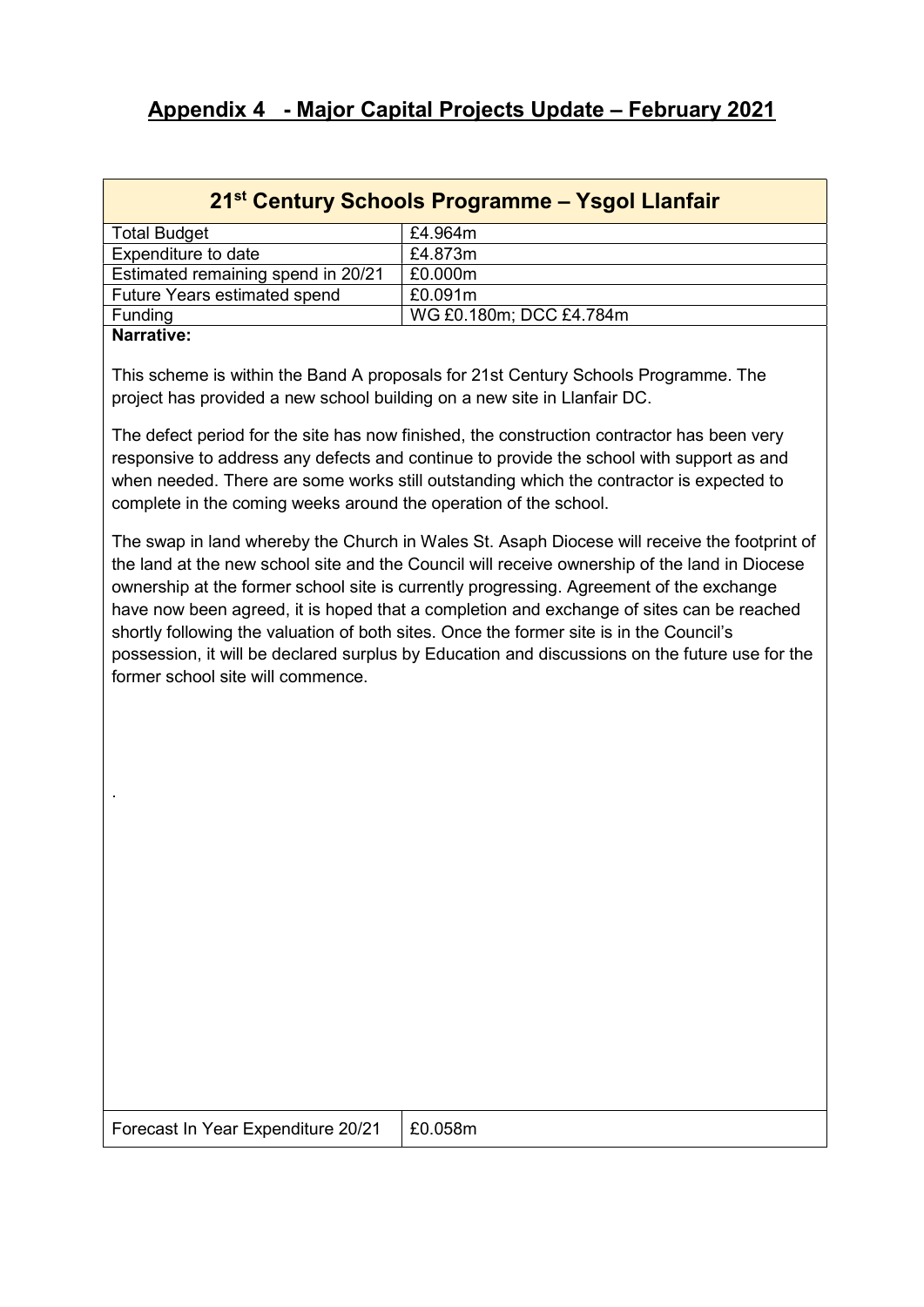# Appendix 4 - Major Capital Projects Update – February 2021

## 21st Century Schools Programme – Ysgol Llanfair

| | |
|---|---|
| Total Budget | £4.964m |
| Expenditure to date | £4.873m |
| Estimated remaining spend in 20/21 | £0.000m |
| Future Years estimated spend | £0.091m |
| Funding | WG £0.180m; DCC £4.784m |

**Narrative:**

This scheme is within the Band A proposals for 21st Century Schools Programme. The project has provided a new school building on a new site in Llanfair DC.

The defect period for the site has now finished, the construction contractor has been very responsive to address any defects and continue to provide the school with support as and when needed. There are some works still outstanding which the contractor is expected to complete in the coming weeks around the operation of the school.

The swap in land whereby the Church in Wales St. Asaph Diocese will receive the footprint of the land at the new school site and the Council will receive ownership of the land in Diocese ownership at the former school site is currently progressing. Agreement of the exchange have now been agreed, it is hoped that a completion and exchange of sites can be reached shortly following the valuation of both sites. Once the former site is in the Council's possession, it will be declared surplus by Education and discussions on the future use for the former school site will commence.

.

| | |
|---|---|
| Forecast In Year Expenditure 20/21 | £0.058m |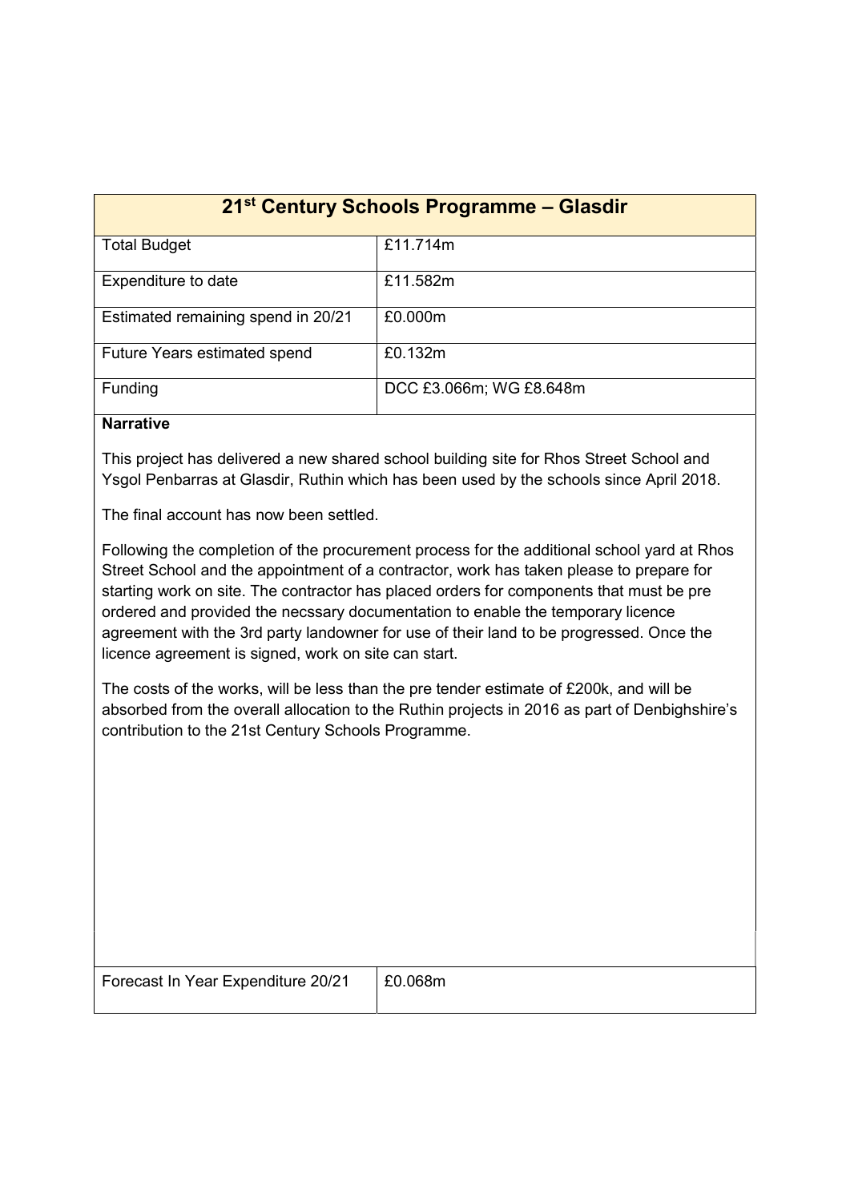| 21st Century Schools Programme – Glasdir | |
|---|---|
| Total Budget | £11.714m |
| Expenditure to date | £11.582m |
| Estimated remaining spend in 20/21 | £0.000m |
| Future Years estimated spend | £0.132m |
| Funding | DCC £3.066m; WG £8.648m |

**Narrative**

This project has delivered a new shared school building site for Rhos Street School and Ysgol Penbarras at Glasdir, Ruthin which has been used by the schools since April 2018.

The final account has now been settled.

Following the completion of the procurement process for the additional school yard at Rhos Street School and the appointment of a contractor, work has taken please to prepare for starting work on site. The contractor has placed orders for components that must be pre ordered and provided the necssary documentation to enable the temporary licence agreement with the 3rd party landowner for use of their land to be progressed. Once the licence agreement is signed, work on site can start.

The costs of the works, will be less than the pre tender estimate of £200k, and will be absorbed from the overall allocation to the Ruthin projects in 2016 as part of Denbighshire's contribution to the 21st Century Schools Programme.

| Forecast In Year Expenditure 20/21 | £0.068m |
|---|---|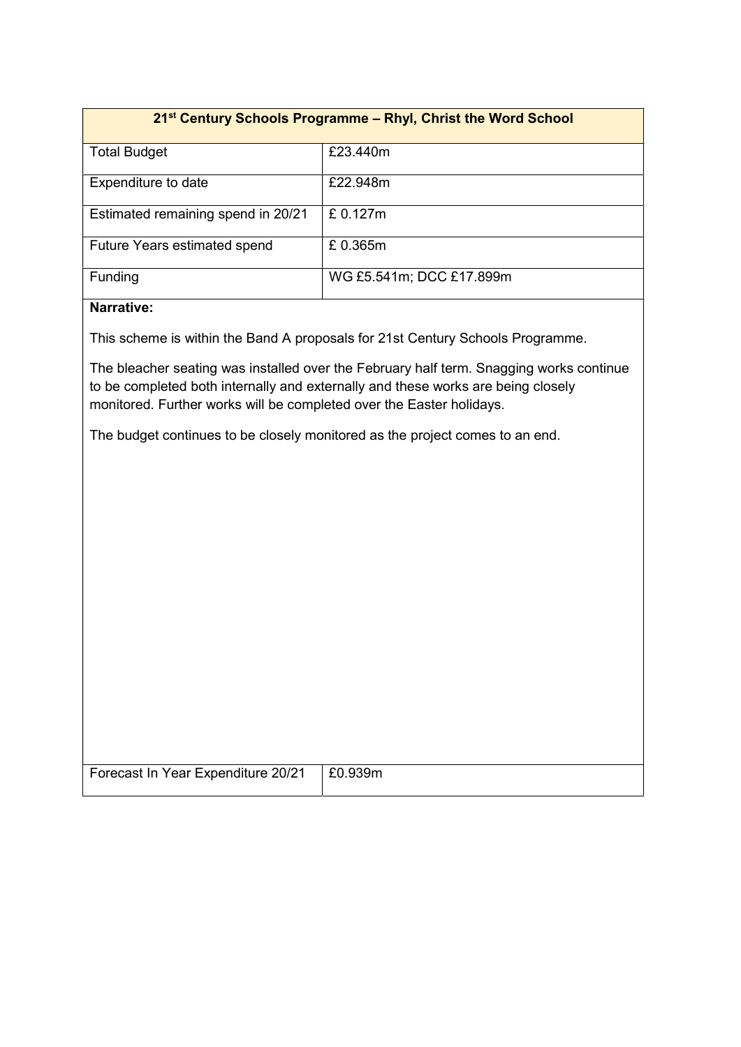| 21st Century Schools Programme – Rhyl, Christ the Word School | |
|---|---|
| Total Budget | £23.440m |
| Expenditure to date | £22.948m |
| Estimated remaining spend in 20/21 | £ 0.127m |
| Future Years estimated spend | £ 0.365m |
| Funding | WG £5.541m; DCC £17.899m |

**Narrative:**

This scheme is within the Band A proposals for 21st Century Schools Programme.

The bleacher seating was installed over the February half term. Snagging works continue to be completed both internally and externally and these works are being closely monitored. Further works will be completed over the Easter holidays.

The budget continues to be closely monitored as the project comes to an end.

| Forecast In Year Expenditure 20/21 | £0.939m |
|---|---|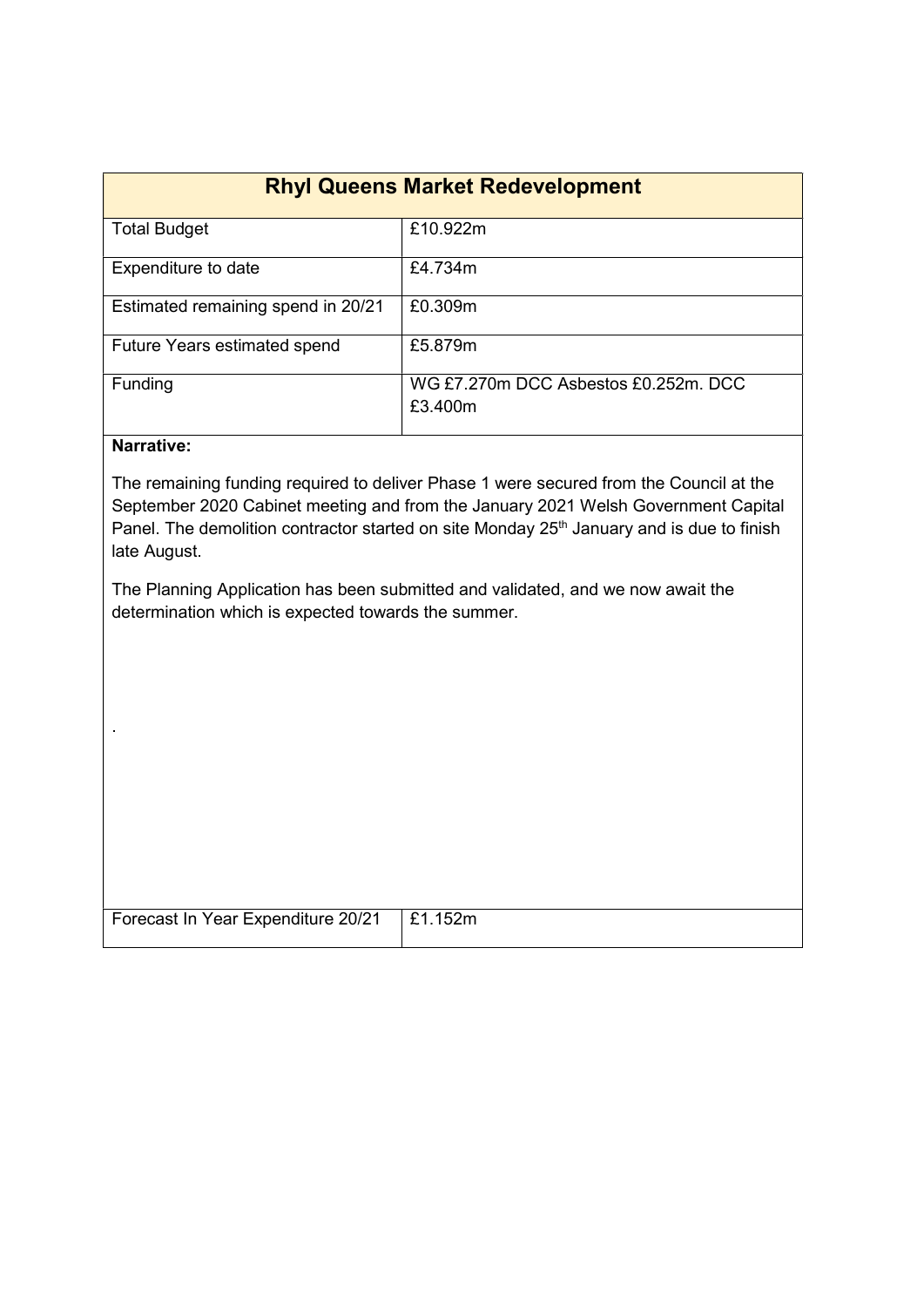| Rhyl Queens Market Redevelopment | |
|---|---|
| Total Budget | £10.922m |
| Expenditure to date | £4.734m |
| Estimated remaining spend in 20/21 | £0.309m |
| Future Years estimated spend | £5.879m |
| Funding | WG £7.270m DCC Asbestos £0.252m. DCC £3.400m |

**Narrative:**

The remaining funding required to deliver Phase 1 were secured from the Council at the September 2020 Cabinet meeting and from the January 2021 Welsh Government Capital Panel. The demolition contractor started on site Monday 25th January and is due to finish late August.

The Planning Application has been submitted and validated, and we now await the determination which is expected towards the summer.

.

| Forecast In Year Expenditure 20/21 | £1.152m |
|---|---|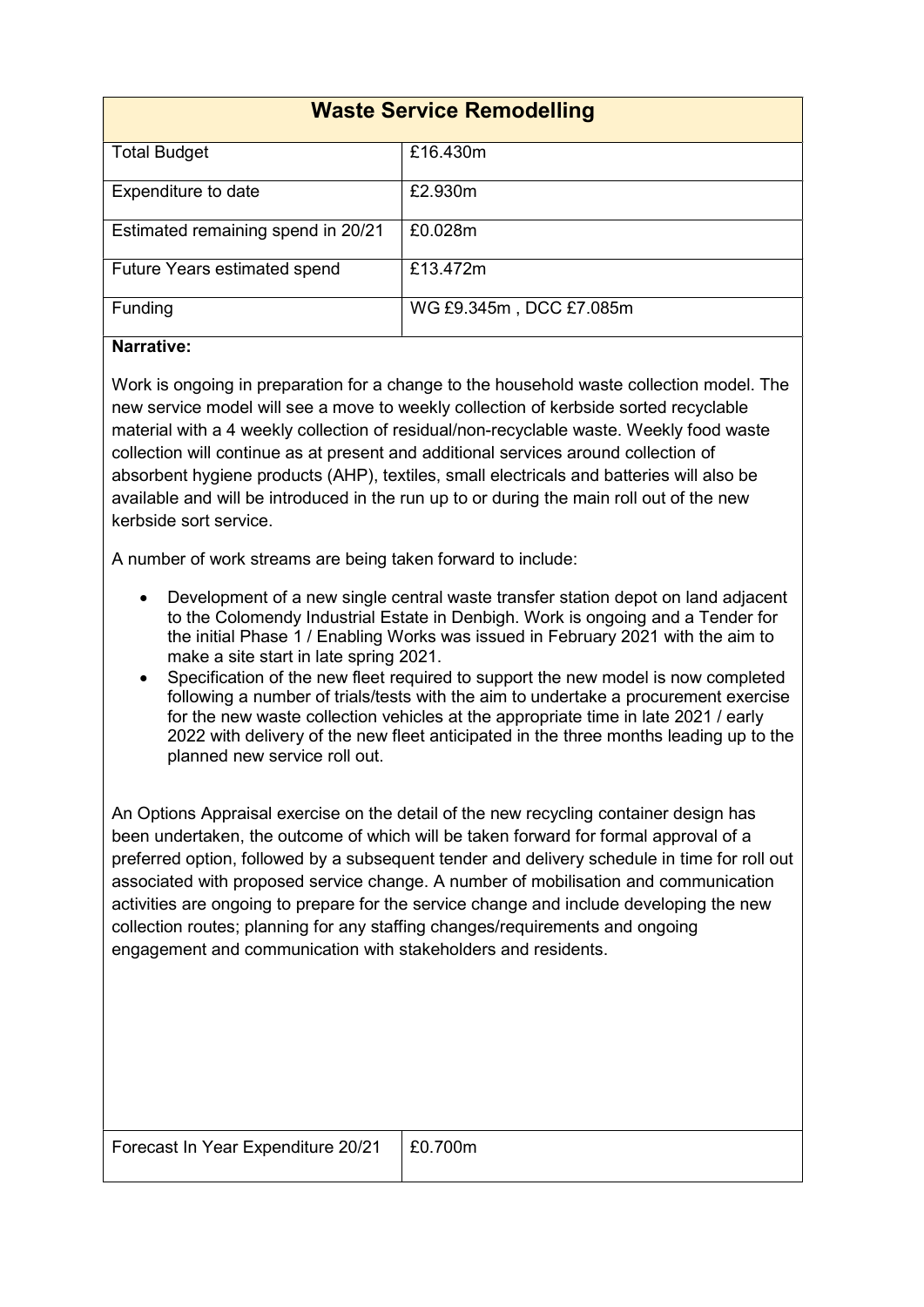## Waste Service Remodelling

| | |
|---|---|
| Total Budget | £16.430m |
| Expenditure to date | £2.930m |
| Estimated remaining spend in 20/21 | £0.028m |
| Future Years estimated spend | £13.472m |
| Funding | WG £9.345m , DCC £7.085m |

**Narrative:**

Work is ongoing in preparation for a change to the household waste collection model. The new service model will see a move to weekly collection of kerbside sorted recyclable material with a 4 weekly collection of residual/non-recyclable waste. Weekly food waste collection will continue as at present and additional services around collection of absorbent hygiene products (AHP), textiles, small electricals and batteries will also be available and will be introduced in the run up to or during the main roll out of the new kerbside sort service.

A number of work streams are being taken forward to include:

- Development of a new single central waste transfer station depot on land adjacent to the Colomendy Industrial Estate in Denbigh. Work is ongoing and a Tender for the initial Phase 1 / Enabling Works was issued in February 2021 with the aim to make a site start in late spring 2021.
- Specification of the new fleet required to support the new model is now completed following a number of trials/tests with the aim to undertake a procurement exercise for the new waste collection vehicles at the appropriate time in late 2021 / early 2022 with delivery of the new fleet anticipated in the three months leading up to the planned new service roll out.

An Options Appraisal exercise on the detail of the new recycling container design has been undertaken, the outcome of which will be taken forward for formal approval of a preferred option, followed by a subsequent tender and delivery schedule in time for roll out associated with proposed service change. A number of mobilisation and communication activities are ongoing to prepare for the service change and include developing the new collection routes; planning for any staffing changes/requirements and ongoing engagement and communication with stakeholders and residents.

| | |
|---|---|
| Forecast In Year Expenditure 20/21 | £0.700m |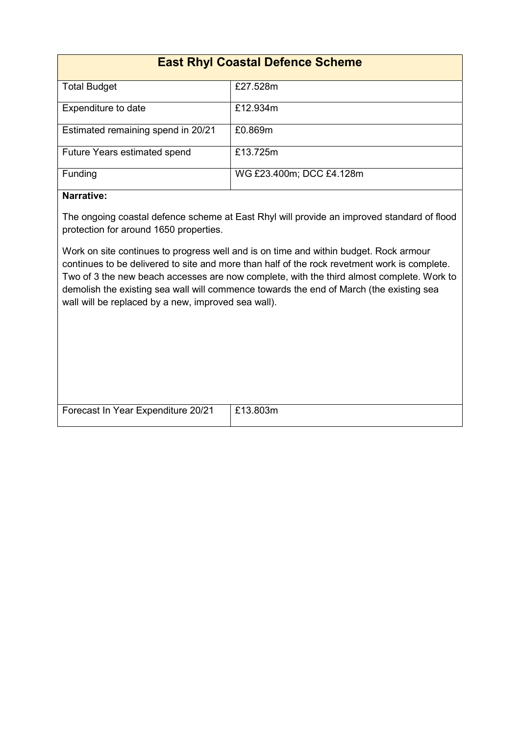## East Rhyl Coastal Defence Scheme

| | |
|---|---|
| Total Budget | £27.528m |
| Expenditure to date | £12.934m |
| Estimated remaining spend in 20/21 | £0.869m |
| Future Years estimated spend | £13.725m |
| Funding | WG £23.400m; DCC £4.128m |

**Narrative:**

The ongoing coastal defence scheme at East Rhyl will provide an improved standard of flood protection for around 1650 properties.

Work on site continues to progress well and is on time and within budget. Rock armour continues to be delivered to site and more than half of the rock revetment work is complete. Two of 3 the new beach accesses are now complete, with the third almost complete. Work to demolish the existing sea wall will commence towards the end of March (the existing sea wall will be replaced by a new, improved sea wall).

| | |
|---|---|
| Forecast In Year Expenditure 20/21 | £13.803m |